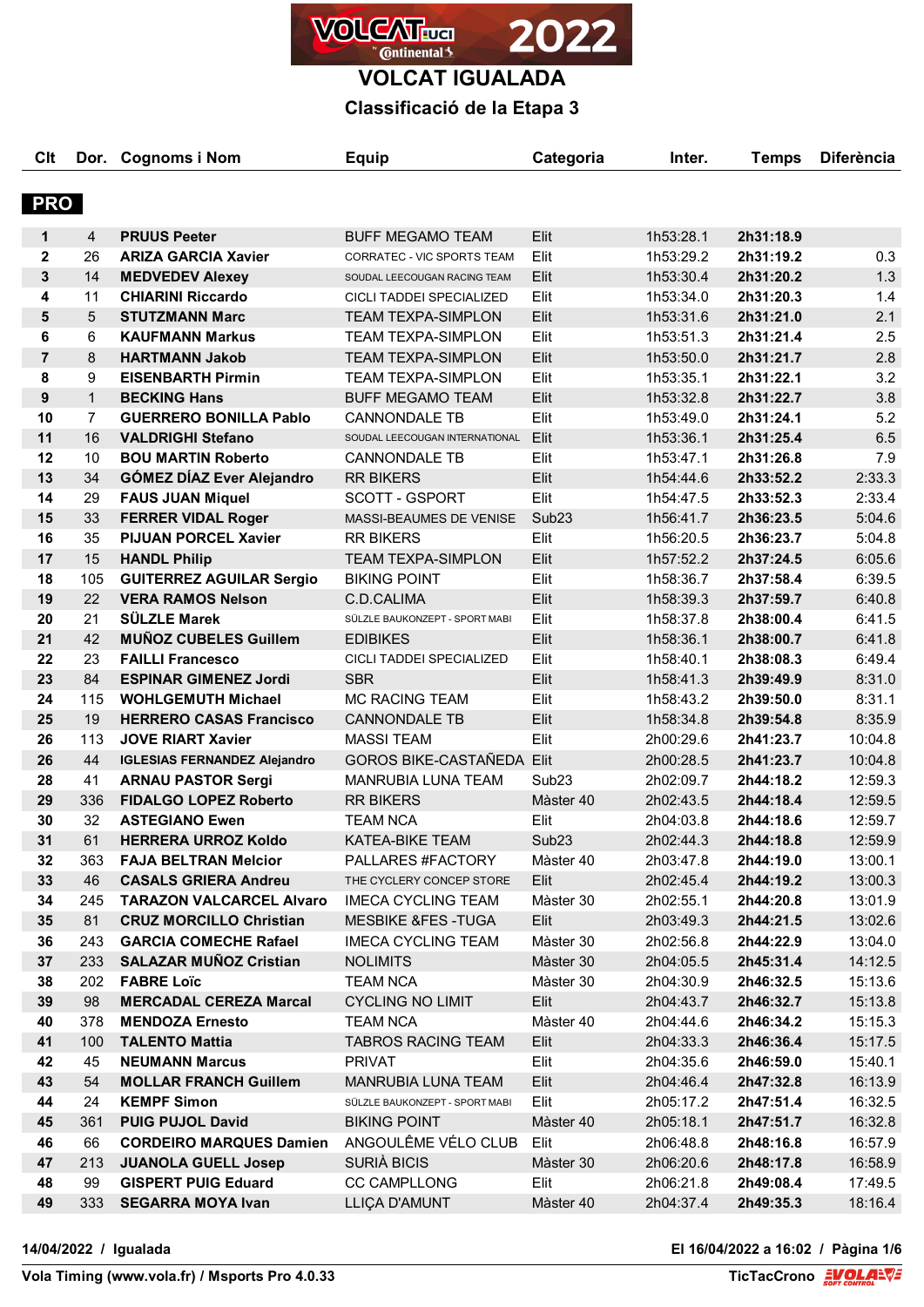# VOLCAT IGUALADA

## Classificació de la Etapa 3

| Clt | Dor. | Cognoms i Nom | Equip | Categoria | Inter. | Temps | Diferència |
|---|---|---|---|---|---|---|---|
| **PRO** | | | | | | | |
| **1** | 4 | **PRUUS Peeter** | BUFF MEGAMO TEAM | Elit | 1h53:28.1 | **2h31:18.9** | |
| **2** | 26 | **ARIZA GARCIA Xavier** | CORRATEC - VIC SPORTS TEAM | Elit | 1h53:29.2 | **2h31:19.2** | 0.3 |
| **3** | 14 | **MEDVEDEV Alexey** | SOUDAL LEECOUGAN RACING TEAM | Elit | 1h53:30.4 | **2h31:20.2** | 1.3 |
| **4** | 11 | **CHIARINI Riccardo** | CICLI TADDEI SPECIALIZED | Elit | 1h53:34.0 | **2h31:20.3** | 1.4 |
| **5** | 5 | **STUTZMANN Marc** | TEAM TEXPA-SIMPLON | Elit | 1h53:31.6 | **2h31:21.0** | 2.1 |
| **6** | 6 | **KAUFMANN Markus** | TEAM TEXPA-SIMPLON | Elit | 1h53:51.3 | **2h31:21.4** | 2.5 |
| **7** | 8 | **HARTMANN Jakob** | TEAM TEXPA-SIMPLON | Elit | 1h53:50.0 | **2h31:21.7** | 2.8 |
| **8** | 9 | **EISENBARTH Pirmin** | TEAM TEXPA-SIMPLON | Elit | 1h53:35.1 | **2h31:22.1** | 3.2 |
| **9** | 1 | **BECKING Hans** | BUFF MEGAMO TEAM | Elit | 1h53:32.8 | **2h31:22.7** | 3.8 |
| **10** | 7 | **GUERRERO BONILLA Pablo** | CANNONDALE TB | Elit | 1h53:49.0 | **2h31:24.1** | 5.2 |
| **11** | 16 | **VALDRIGHI Stefano** | SOUDAL LEECOUGAN INTERNATIONAL | Elit | 1h53:36.1 | **2h31:25.4** | 6.5 |
| **12** | 10 | **BOU MARTIN Roberto** | CANNONDALE TB | Elit | 1h53:47.1 | **2h31:26.8** | 7.9 |
| **13** | 34 | **GÓMEZ DÍAZ Ever Alejandro** | RR BIKERS | Elit | 1h54:44.6 | **2h33:52.2** | 2:33.3 |
| **14** | 29 | **FAUS JUAN Miquel** | SCOTT - GSPORT | Elit | 1h54:47.5 | **2h33:52.3** | 2:33.4 |
| **15** | 33 | **FERRER VIDAL Roger** | MASSI-BEAUMES DE VENISE | Sub23 | 1h56:41.7 | **2h36:23.5** | 5:04.6 |
| **16** | 35 | **PIJUAN PORCEL Xavier** | RR BIKERS | Elit | 1h56:20.5 | **2h36:23.7** | 5:04.8 |
| **17** | 15 | **HANDL Philip** | TEAM TEXPA-SIMPLON | Elit | 1h57:52.2 | **2h37:24.5** | 6:05.6 |
| **18** | 105 | **GUITERREZ AGUILAR Sergio** | BIKING POINT | Elit | 1h58:36.7 | **2h37:58.4** | 6:39.5 |
| **19** | 22 | **VERA RAMOS Nelson** | C.D.CALIMA | Elit | 1h58:39.3 | **2h37:59.7** | 6:40.8 |
| **20** | 21 | **SÜLZLE Marek** | SÜLZLE BAUKONZEPT - SPORT MABI | Elit | 1h58:37.8 | **2h38:00.4** | 6:41.5 |
| **21** | 42 | **MUÑOZ CUBELES Guillem** | EDIBIKES | Elit | 1h58:36.1 | **2h38:00.7** | 6:41.8 |
| **22** | 23 | **FAILLI Francesco** | CICLI TADDEI SPECIALIZED | Elit | 1h58:40.1 | **2h38:08.3** | 6:49.4 |
| **23** | 84 | **ESPINAR GIMENEZ Jordi** | SBR | Elit | 1h58:41.3 | **2h39:49.9** | 8:31.0 |
| **24** | 115 | **WOHLGEMUTH Michael** | MC RACING TEAM | Elit | 1h58:43.2 | **2h39:50.0** | 8:31.1 |
| **25** | 19 | **HERRERO CASAS Francisco** | CANNONDALE TB | Elit | 1h58:34.8 | **2h39:54.8** | 8:35.9 |
| **26** | 113 | **JOVE RIART Xavier** | MASSI TEAM | Elit | 2h00:29.6 | **2h41:23.7** | 10:04.8 |
| **26** | 44 | **IGLESIAS FERNANDEZ Alejandro** | GOROS BIKE-CASTAÑEDA | Elit | 2h00:28.5 | **2h41:23.7** | 10:04.8 |
| **28** | 41 | **ARNAU PASTOR Sergi** | MANRUBIA LUNA TEAM | Sub23 | 2h02:09.7 | **2h44:18.2** | 12:59.3 |
| **29** | 336 | **FIDALGO LOPEZ Roberto** | RR BIKERS | Màster 40 | 2h02:43.5 | **2h44:18.4** | 12:59.5 |
| **30** | 32 | **ASTEGIANO Ewen** | TEAM NCA | Elit | 2h04:03.8 | **2h44:18.6** | 12:59.7 |
| **31** | 61 | **HERRERA URROZ Koldo** | KATEA-BIKE TEAM | Sub23 | 2h02:44.3 | **2h44:18.8** | 12:59.9 |
| **32** | 363 | **FAJA BELTRAN Manuel** | PALLARES #FACTORY | Màster 40 | 2h03:47.8 | **2h44:19.0** | 13:00.1 |
| **33** | 46 | **CASALS GRIERA Andreu** | THE CYCLERY CONCEP STORE | Elit | 2h02:45.4 | **2h44:19.2** | 13:00.3 |
| **34** | 245 | **TARAZON VALCARCEL Alvaro** | IMECA CYCLING TEAM | Màster 30 | 2h02:55.1 | **2h44:20.8** | 13:01.9 |
| **35** | 81 | **CRUZ MORCILLO Christian** | MESBIKE &FES -TUGA | Elit | 2h03:49.3 | **2h44:21.5** | 13:02.6 |
| **36** | 243 | **GARCIA COMECHE Rafael** | IMECA CYCLING TEAM | Màster 30 | 2h02:56.8 | **2h44:22.9** | 13:04.0 |
| **37** | 233 | **SALAZAR MUÑOZ Cristian** | NOLIMITS | Màster 30 | 2h04:05.5 | **2h45:31.4** | 14:12.5 |
| **38** | 202 | **FABRE Loïc** | TEAM NCA | Màster 30 | 2h04:30.9 | **2h46:32.5** | 15:13.6 |
| **39** | 98 | **MERCADAL CEREZA Marcal** | CYCLING NO LIMIT | Elit | 2h04:43.7 | **2h46:32.7** | 15:13.8 |
| **40** | 378 | **MENDOZA Ernesto** | TEAM NCA | Màster 40 | 2h04:44.6 | **2h46:34.2** | 15:15.3 |
| **41** | 100 | **TALENTO Mattia** | TABROS RACING TEAM | Elit | 2h04:33.3 | **2h46:36.4** | 15:17.5 |
| **42** | 45 | **NEUMANN Marcus** | PRIVAT | Elit | 2h04:35.6 | **2h46:59.0** | 15:40.1 |
| **43** | 54 | **MOLLAR FRANCH Guillem** | MANRUBIA LUNA TEAM | Elit | 2h04:46.4 | **2h47:32.8** | 16:13.9 |
| **44** | 24 | **KEMPF Simon** | SÜLZLE BAUKONZEPT - SPORT MABI | Elit | 2h05:17.2 | **2h47:51.4** | 16:32.5 |
| **45** | 361 | **PUIG PUJOL David** | BIKING POINT | Màster 40 | 2h05:18.1 | **2h47:51.7** | 16:32.8 |
| **46** | 66 | **CORDEIRO MARQUES Damien** | ANGOULÊME VÉLO CLUB | Elit | 2h06:48.8 | **2h48:16.8** | 16:57.9 |
| **47** | 213 | **JUANOLA GUELL Josep** | SURIÀ BICIS | Màster 30 | 2h06:20.6 | **2h48:17.8** | 16:58.9 |
| **48** | 99 | **GISPERT PUIG Eduard** | CC CAMPLLONG | Elit | 2h06:21.8 | **2h49:08.4** | 17:49.5 |
| **49** | 333 | **SEGARRA MOYA Ivan** | LLIÇA D'AMUNT | Màster 40 | 2h04:37.4 | **2h49:35.3** | 18:16.4 |

**14/04/2022 / Igualada** — **El 16/04/2022 a 16:02**

**Vola Timing (www.vola.fr) / Msports Pro 4.0.33** — **TicTacCrono**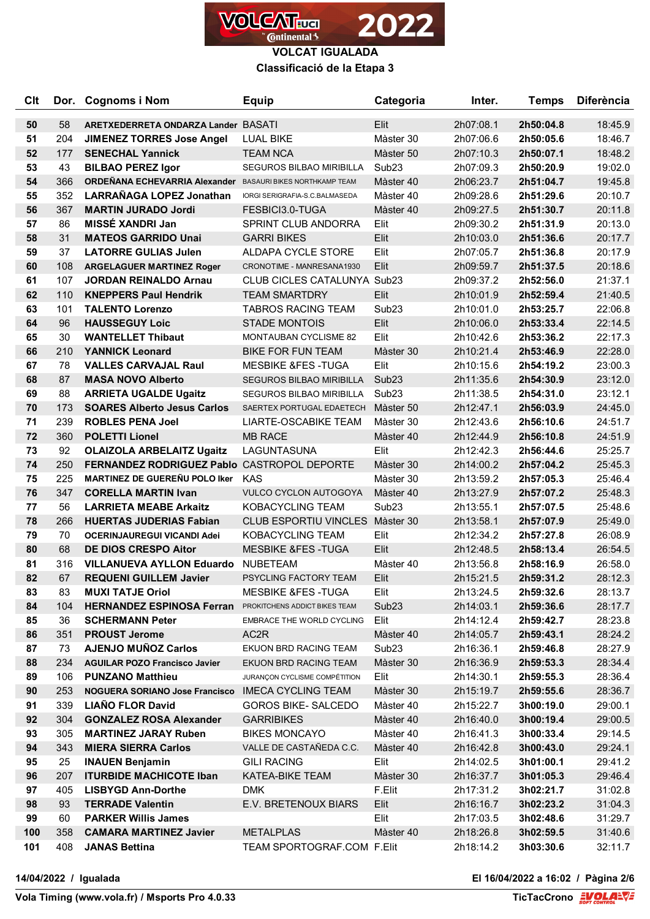# VOLCAT IGUALADA

## Classificació de la Etapa 3

| Clt | Dor. | Cognoms i Nom | Equip | Categoria | Inter. | Temps | Diferència |
|---|---|---|---|---|---|---|---|
| 50 | 58 | ARETXEDERRETA ONDARZA Lander | BASATI | Elit | 2h07:08.1 | 2h50:04.8 | 18:45.9 |
| 51 | 204 | JIMENEZ TORRES Jose Angel | LUAL BIKE | Màster 30 | 2h07:06.6 | 2h50:05.6 | 18:46.7 |
| 52 | 177 | SENECHAL Yannick | TEAM NCA | Màster 50 | 2h07:10.3 | 2h50:07.1 | 18:48.2 |
| 53 | 43 | BILBAO PEREZ Igor | SEGUROS BILBAO MIRIBILLA | Sub23 | 2h07:09.3 | 2h50:20.9 | 19:02.0 |
| 54 | 366 | ORDEÑANA ECHEVARRIA Alexander | BASAURI BIKES NORTHKAMP TEAM | Màster 40 | 2h06:23.7 | 2h51:04.7 | 19:45.8 |
| 55 | 352 | LARRAÑAGA LOPEZ Jonathan | IORGI SERIGRAFIA-S.C.BALMASEDA | Màster 40 | 2h09:28.6 | 2h51:29.6 | 20:10.7 |
| 56 | 367 | MARTIN JURADO Jordi | FESBICI3.0-TUGA | Màster 40 | 2h09:27.5 | 2h51:30.7 | 20:11.8 |
| 57 | 86 | MISSÉ XANDRI Jan | SPRINT CLUB ANDORRA | Elit | 2h09:30.2 | 2h51:31.9 | 20:13.0 |
| 58 | 31 | MATEOS GARRIDO Unai | GARRI BIKES | Elit | 2h10:03.0 | 2h51:36.6 | 20:17.7 |
| 59 | 37 | LATORRE GULIAS Julen | ALDAPA CYCLE STORE | Elit | 2h07:05.7 | 2h51:36.8 | 20:17.9 |
| 60 | 108 | ARGELAGUER MARTINEZ Roger | CRONOTIME - MANRESANA1930 | Elit | 2h09:59.7 | 2h51:37.5 | 20:18.6 |
| 61 | 107 | JORDAN REINALDO Arnau | CLUB CICLES CATALUNYA | Sub23 | 2h09:37.2 | 2h52:56.0 | 21:37.1 |
| 62 | 110 | KNEPPERS Paul Hendrik | TEAM SMARTDRY | Elit | 2h10:01.9 | 2h52:59.4 | 21:40.5 |
| 63 | 101 | TALENTO Lorenzo | TABROS RACING TEAM | Sub23 | 2h10:01.0 | 2h53:25.7 | 22:06.8 |
| 64 | 96 | HAUSSEGUY Loic | STADE MONTOIS | Elit | 2h10:06.0 | 2h53:33.4 | 22:14.5 |
| 65 | 30 | WANTELLET Thibaut | MONTAUBAN CYCLISME 82 | Elit | 2h10:42.6 | 2h53:36.2 | 22:17.3 |
| 66 | 210 | YANNICK Leonard | BIKE FOR FUN TEAM | Màster 30 | 2h10:21.4 | 2h53:46.9 | 22:28.0 |
| 67 | 78 | VALLES CARVAJAL Raul | MESBIKE &FES -TUGA | Elit | 2h10:15.6 | 2h54:19.2 | 23:00.3 |
| 68 | 87 | MASA NOVO Alberto | SEGUROS BILBAO MIRIBILLA | Sub23 | 2h11:35.6 | 2h54:30.9 | 23:12.0 |
| 69 | 88 | ARRIETA UGALDE Ugaitz | SEGUROS BILBAO MIRIBILLA | Sub23 | 2h11:38.5 | 2h54:31.0 | 23:12.1 |
| 70 | 173 | SOARES Alberto Jesus Carlos | SAERTEX PORTUGAL EDAETECH | Màster 50 | 2h12:47.1 | 2h56:03.9 | 24:45.0 |
| 71 | 239 | ROBLES PENA Joel | LIARTE-OSCABIKE TEAM | Màster 30 | 2h12:43.6 | 2h56:10.6 | 24:51.7 |
| 72 | 360 | POLETTI Lionel | MB RACE | Màster 40 | 2h12:44.9 | 2h56:10.8 | 24:51.9 |
| 73 | 92 | OLAIZOLA ARBELAITZ Ugaitz | LAGUNTASUNA | Elit | 2h12:42.3 | 2h56:44.6 | 25:25.7 |
| 74 | 250 | FERNANDEZ RODRIGUEZ Pablo | CASTROPOL DEPORTE | Màster 30 | 2h14:00.2 | 2h57:04.2 | 25:45.3 |
| 75 | 225 | MARTINEZ DE GUEREÑU POLO Iker | KAS | Màster 30 | 2h13:59.2 | 2h57:05.3 | 25:46.4 |
| 76 | 347 | CORELLA MARTIN Ivan | VULCO CYCLON AUTOGOYA | Màster 40 | 2h13:27.9 | 2h57:07.2 | 25:48.3 |
| 77 | 56 | LARRIETA MEABE Arkaitz | KOBACYCLING TEAM | Sub23 | 2h13:55.1 | 2h57:07.5 | 25:48.6 |
| 78 | 266 | HUERTAS JUDERIAS Fabian | CLUB ESPORTIU VINCLES | Màster 30 | 2h13:58.1 | 2h57:07.9 | 25:49.0 |
| 79 | 70 | OCERINJAUREGUI VICANDI Adei | KOBACYCLING TEAM | Elit | 2h12:34.2 | 2h57:27.8 | 26:08.9 |
| 80 | 68 | DE DIOS CRESPO Aitor | MESBIKE &FES -TUGA | Elit | 2h12:48.5 | 2h58:13.4 | 26:54.5 |
| 81 | 316 | VILLANUEVA AYLLON Eduardo | NUBETEAM | Màster 40 | 2h13:56.8 | 2h58:16.9 | 26:58.0 |
| 82 | 67 | REQUENI GUILLEM Javier | PSYCLING FACTORY TEAM | Elit | 2h15:21.5 | 2h59:31.2 | 28:12.3 |
| 83 | 83 | MUXI TATJE Oriol | MESBIKE &FES -TUGA | Elit | 2h13:24.5 | 2h59:32.6 | 28:13.7 |
| 84 | 104 | HERNANDEZ ESPINOSA Ferran | PROKITCHENS ADDICT BIKES TEAM | Sub23 | 2h14:03.1 | 2h59:36.6 | 28:17.7 |
| 85 | 36 | SCHERMANN Peter | EMBRACE THE WORLD CYCLING | Elit | 2h14:12.4 | 2h59:42.7 | 28:23.8 |
| 86 | 351 | PROUST Jerome | AC2R | Màster 40 | 2h14:05.7 | 2h59:43.1 | 28:24.2 |
| 87 | 73 | AJENJO MUÑOZ Carlos | EKUON BRD RACING TEAM | Sub23 | 2h16:36.1 | 2h59:46.8 | 28:27.9 |
| 88 | 234 | AGUILAR POZO Francisco Javier | EKUON BRD RACING TEAM | Màster 30 | 2h16:36.9 | 2h59:53.3 | 28:34.4 |
| 89 | 106 | PUNZANO Matthieu | JURANÇON CYCLISME COMPÉTITION | Elit | 2h14:30.1 | 2h59:55.3 | 28:36.4 |
| 90 | 253 | NOGUERA SORIANO Jose Francisco | IMECA CYCLING TEAM | Màster 30 | 2h15:19.7 | 2h59:55.6 | 28:36.7 |
| 91 | 339 | LIAÑO FLOR David | GOROS BIKE- SALCEDO | Màster 40 | 2h15:22.7 | 3h00:19.0 | 29:00.1 |
| 92 | 304 | GONZALEZ ROSA Alexander | GARRIBIKES | Màster 40 | 2h16:40.0 | 3h00:19.4 | 29:00.5 |
| 93 | 305 | MARTINEZ JARAY Ruben | BIKES MONCAYO | Màster 40 | 2h16:41.3 | 3h00:33.4 | 29:14.5 |
| 94 | 343 | MIERA SIERRA Carlos | VALLE DE CASTAÑEDA C.C. | Màster 40 | 2h16:42.8 | 3h00:43.0 | 29:24.1 |
| 95 | 25 | INAUEN Benjamin | GILI RACING | Elit | 2h14:02.5 | 3h01:00.1 | 29:41.2 |
| 96 | 207 | ITURBIDE MACHICOTE Iban | KATEA-BIKE TEAM | Màster 30 | 2h16:37.7 | 3h01:05.3 | 29:46.4 |
| 97 | 405 | LISBYGD Ann-Dorthe | DMK | F.Elit | 2h17:31.2 | 3h02:21.7 | 31:02.8 |
| 98 | 93 | TERRADE Valentin | E.V. BRETENOUX BIARS | Elit | 2h16:16.7 | 3h02:23.2 | 31:04.3 |
| 99 | 60 | PARKER Willis James | | Elit | 2h17:03.5 | 3h02:48.6 | 31:29.7 |
| 100 | 358 | CAMARA MARTINEZ Javier | METALPLAS | Màster 40 | 2h18:26.8 | 3h02:59.5 | 31:40.6 |
| 101 | 408 | JANAS Bettina | TEAM SPORTOGRAF.COM | F.Elit | 2h18:14.2 | 3h03:30.6 | 32:11.7 |

14/04/2022 / Igualada

El 16/04/2022 a 16:02

Vola Timing (www.vola.fr) / Msports Pro 4.0.33

TicTacCrono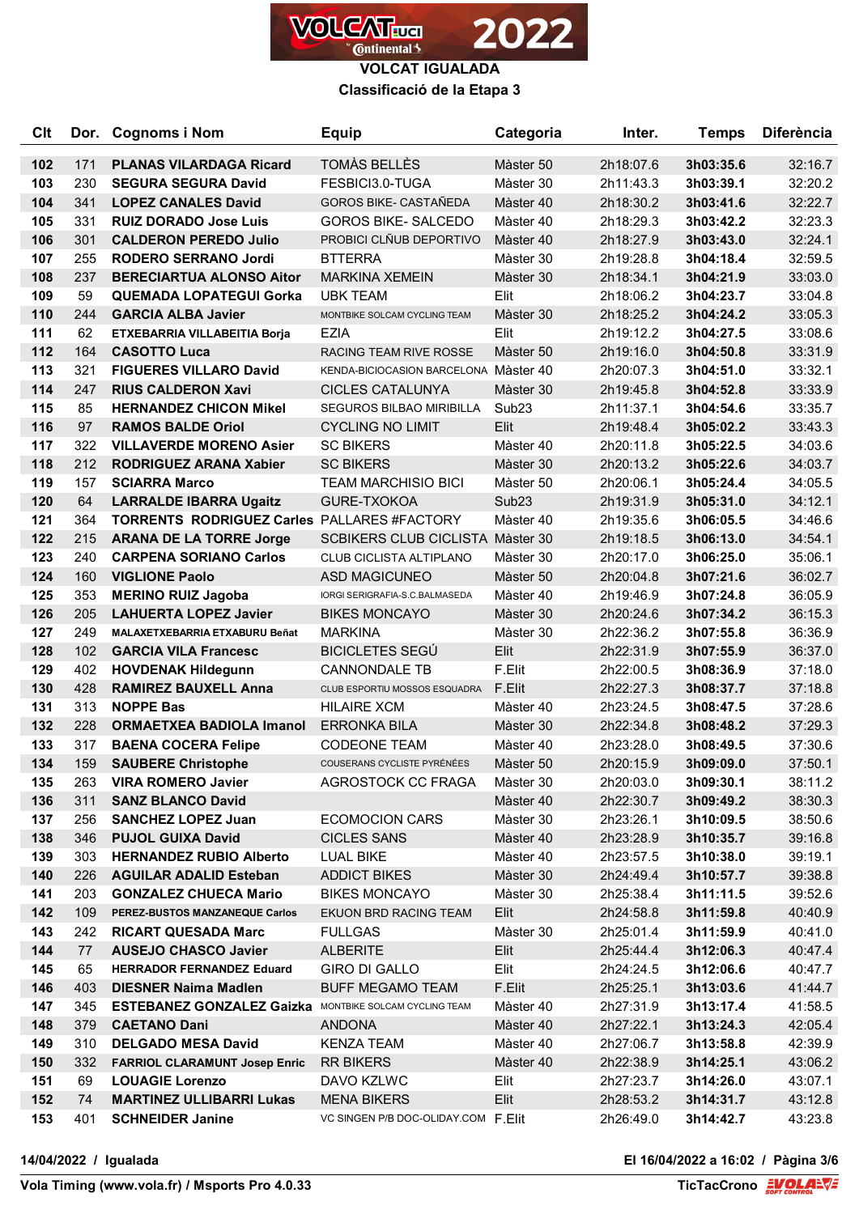# VOLCAT IGUALADA

## Classificació de la Etapa 3

| Clt | Dor. | Cognoms i Nom | Equip | Categoria | Inter. | Temps | Diferència |
|---|---|---|---|---|---|---|---|
| 102 | 171 | **PLANAS VILARDAGA Ricard** | TOMÀS BELLÈS | Màster 50 | 2h18:07.6 | **3h03:35.6** | 32:16.7 |
| 103 | 230 | **SEGURA SEGURA David** | FESBICI3.0-TUGA | Màster 30 | 2h11:43.3 | **3h03:39.1** | 32:20.2 |
| 104 | 341 | **LOPEZ CANALES David** | GOROS BIKE- CASTAÑEDA | Màster 40 | 2h18:30.2 | **3h03:41.6** | 32:22.7 |
| 105 | 331 | **RUIZ DORADO Jose Luis** | GOROS BIKE- SALCEDO | Màster 40 | 2h18:29.3 | **3h03:42.2** | 32:23.3 |
| 106 | 301 | **CALDERON PEREDO Julio** | PROBICI CLÑUB DEPORTIVO | Màster 40 | 2h18:27.9 | **3h03:43.0** | 32:24.1 |
| 107 | 255 | **RODERO SERRANO Jordi** | BTTERRA | Màster 30 | 2h19:28.8 | **3h04:18.4** | 32:59.5 |
| 108 | 237 | **BERECIARTUA ALONSO Aitor** | MARKINA XEMEIN | Màster 30 | 2h18:34.1 | **3h04:21.9** | 33:03.0 |
| 109 | 59 | **QUEMADA LOPATEGUI Gorka** | UBK TEAM | Elit | 2h18:06.2 | **3h04:23.7** | 33:04.8 |
| 110 | 244 | **GARCIA ALBA Javier** | MONTBIKE SOLCAM CYCLING TEAM | Màster 30 | 2h18:25.2 | **3h04:24.2** | 33:05.3 |
| 111 | 62 | **ETXEBARRIA VILLABEITIA Borja** | EZIA | Elit | 2h19:12.2 | **3h04:27.5** | 33:08.6 |
| 112 | 164 | **CASOTTO Luca** | RACING TEAM RIVE ROSSE | Màster 50 | 2h19:16.0 | **3h04:50.8** | 33:31.9 |
| 113 | 321 | **FIGUERES VILLARO David** | KENDA-BICIOCASION BARCELONA | Màster 40 | 2h20:07.3 | **3h04:51.0** | 33:32.1 |
| 114 | 247 | **RIUS CALDERON Xavi** | CICLES CATALUNYA | Màster 30 | 2h19:45.8 | **3h04:52.8** | 33:33.9 |
| 115 | 85 | **HERNANDEZ CHICON Mikel** | SEGUROS BILBAO MIRIBILLA | Sub23 | 2h11:37.1 | **3h04:54.6** | 33:35.7 |
| 116 | 97 | **RAMOS BALDE Oriol** | CYCLING NO LIMIT | Elit | 2h19:48.4 | **3h05:02.2** | 33:43.3 |
| 117 | 322 | **VILLAVERDE MORENO Asier** | SC BIKERS | Màster 40 | 2h20:11.8 | **3h05:22.5** | 34:03.6 |
| 118 | 212 | **RODRIGUEZ ARANA Xabier** | SC BIKERS | Màster 30 | 2h20:13.2 | **3h05:22.6** | 34:03.7 |
| 119 | 157 | **SCIARRA Marco** | TEAM MARCHISIO BICI | Màster 50 | 2h20:06.1 | **3h05:24.4** | 34:05.5 |
| 120 | 64 | **LARRALDE IBARRA Ugaitz** | GURE-TXOKOA | Sub23 | 2h19:31.9 | **3h05:31.0** | 34:12.1 |
| 121 | 364 | **TORRENTS RODRIGUEZ Carles** | PALLARES #FACTORY | Màster 40 | 2h19:35.6 | **3h06:05.5** | 34:46.6 |
| 122 | 215 | **ARANA DE LA TORRE Jorge** | SCBIKERS CLUB CICLISTA | Màster 30 | 2h19:18.5 | **3h06:13.0** | 34:54.1 |
| 123 | 240 | **CARPENA SORIANO Carlos** | CLUB CICLISTA ALTIPLANO | Màster 30 | 2h20:17.0 | **3h06:25.0** | 35:06.1 |
| 124 | 160 | **VIGLIONE Paolo** | ASD MAGICUNEO | Màster 50 | 2h20:04.8 | **3h07:21.6** | 36:02.7 |
| 125 | 353 | **MERINO RUIZ Jagoba** | IORGI SERIGRAFIA-S.C.BALMASEDA | Màster 40 | 2h19:46.9 | **3h07:24.8** | 36:05.9 |
| 126 | 205 | **LAHUERTA LOPEZ Javier** | BIKES MONCAYO | Màster 30 | 2h20:24.6 | **3h07:34.2** | 36:15.3 |
| 127 | 249 | **MALAXETXEBARRIA ETXABURU Beñat** | MARKINA | Màster 30 | 2h22:36.2 | **3h07:55.8** | 36:36.9 |
| 128 | 102 | **GARCIA VILA Francesc** | BICICLETES SEGÚ | Elit | 2h22:31.9 | **3h07:55.9** | 36:37.0 |
| 129 | 402 | **HOVDENAK Hildegunn** | CANNONDALE TB | F.Elit | 2h22:00.5 | **3h08:36.9** | 37:18.0 |
| 130 | 428 | **RAMIREZ BAUXELL Anna** | CLUB ESPORTIU MOSSOS ESQUADRA | F.Elit | 2h22:27.3 | **3h08:37.7** | 37:18.8 |
| 131 | 313 | **NOPPE Bas** | HILAIRE XCM | Màster 40 | 2h23:24.5 | **3h08:47.5** | 37:28.6 |
| 132 | 228 | **ORMAETXEA BADIOLA Imanol** | ERRONKA BILA | Màster 30 | 2h22:34.8 | **3h08:48.2** | 37:29.3 |
| 133 | 317 | **BAENA COCERA Felipe** | CODEONE TEAM | Màster 40 | 2h23:28.0 | **3h08:49.5** | 37:30.6 |
| 134 | 159 | **SAUBERE Christophe** | COUSERANS CYCLISTE PYRÉNÉES | Màster 50 | 2h20:15.9 | **3h09:09.0** | 37:50.1 |
| 135 | 263 | **VIRA ROMERO Javier** | AGROSTOCK CC FRAGA | Màster 30 | 2h20:03.0 | **3h09:30.1** | 38:11.2 |
| 136 | 311 | **SANZ BLANCO David** | | Màster 40 | 2h22:30.7 | **3h09:49.2** | 38:30.3 |
| 137 | 256 | **SANCHEZ LOPEZ Juan** | ECOMOCION CARS | Màster 30 | 2h23:26.1 | **3h10:09.5** | 38:50.6 |
| 138 | 346 | **PUJOL GUIXA David** | CICLES SANS | Màster 40 | 2h23:28.9 | **3h10:35.7** | 39:16.8 |
| 139 | 303 | **HERNANDEZ RUBIO Alberto** | LUAL BIKE | Màster 40 | 2h23:57.5 | **3h10:38.0** | 39:19.1 |
| 140 | 226 | **AGUILAR ADALID Esteban** | ADDICT BIKES | Màster 30 | 2h24:49.4 | **3h10:57.7** | 39:38.8 |
| 141 | 203 | **GONZALEZ CHUECA Mario** | BIKES MONCAYO | Màster 30 | 2h25:38.4 | **3h11:11.5** | 39:52.6 |
| 142 | 109 | **PEREZ-BUSTOS MANZANEQUE Carlos** | EKUON BRD RACING TEAM | Elit | 2h24:58.8 | **3h11:59.8** | 40:40.9 |
| 143 | 242 | **RICART QUESADA Marc** | FULLGAS | Màster 30 | 2h25:01.4 | **3h11:59.9** | 40:41.0 |
| 144 | 77 | **AUSEJO CHASCO Javier** | ALBERITE | Elit | 2h25:44.4 | **3h12:06.3** | 40:47.4 |
| 145 | 65 | **HERRADOR FERNANDEZ Eduard** | GIRO DI GALLO | Elit | 2h24:24.5 | **3h12:06.6** | 40:47.7 |
| 146 | 403 | **DIESNER Naima Madlen** | BUFF MEGAMO TEAM | F.Elit | 2h25:25.1 | **3h13:03.6** | 41:44.7 |
| 147 | 345 | **ESTEBANEZ GONZALEZ Gaizka** | MONTBIKE SOLCAM CYCLING TEAM | Màster 40 | 2h27:31.9 | **3h13:17.4** | 41:58.5 |
| 148 | 379 | **CAETANO Dani** | ANDONA | Màster 40 | 2h27:22.1 | **3h13:24.3** | 42:05.4 |
| 149 | 310 | **DELGADO MESA David** | KENZA TEAM | Màster 40 | 2h27:06.7 | **3h13:58.8** | 42:39.9 |
| 150 | 332 | **FARRIOL CLARAMUNT Josep Enric** | RR BIKERS | Màster 40 | 2h22:38.9 | **3h14:25.1** | 43:06.2 |
| 151 | 69 | **LOUAGIE Lorenzo** | DAVO KZLWC | Elit | 2h27:23.7 | **3h14:26.0** | 43:07.1 |
| 152 | 74 | **MARTINEZ ULLIBARRI Lukas** | MENA BIKERS | Elit | 2h28:53.2 | **3h14:31.7** | 43:12.8 |
| 153 | 401 | **SCHNEIDER Janine** | VC SINGEN P/B DOC-OLIDAY.COM | F.Elit | 2h26:49.0 | **3h14:42.7** | 43:23.8 |

**14/04/2022 / Igualada** — **El 16/04/2022 a 16:02**

**Vola Timing (www.vola.fr) / Msports Pro 4.0.33** — **TicTacCrono**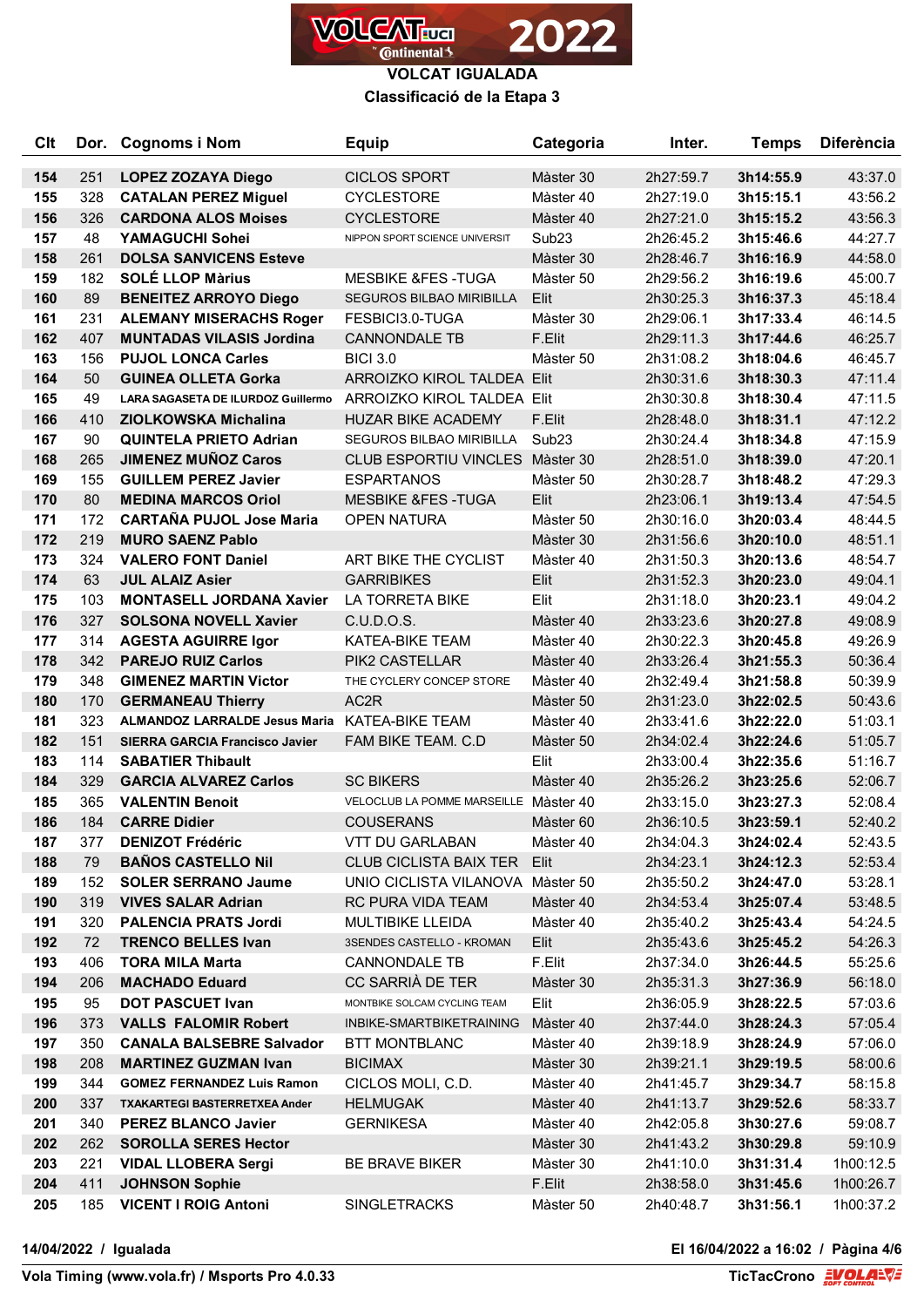**VOLCAT IGUALADA**

**Classificació de la Etapa 3**

| Clt | Dor. | Cognoms i Nom | Equip | Categoria | Inter. | Temps | Diferència |
|---|---|---|---|---|---|---|---|
| 154 | 251 | **LOPEZ ZOZAYA Diego** | CICLOS SPORT | Màster 30 | 2h27:59.7 | **3h14:55.9** | 43:37.0 |
| 155 | 328 | **CATALAN PEREZ Miguel** | CYCLESTORE | Màster 40 | 2h27:19.0 | **3h15:15.1** | 43:56.2 |
| 156 | 326 | **CARDONA ALOS Moises** | CYCLESTORE | Màster 40 | 2h27:21.0 | **3h15:15.2** | 43:56.3 |
| 157 | 48 | **YAMAGUCHI Sohei** | NIPPON SPORT SCIENCE UNIVERSIT | Sub23 | 2h26:45.2 | **3h15:46.6** | 44:27.7 |
| 158 | 261 | **DOLSA SANVICENS Esteve** | | Màster 30 | 2h28:46.7 | **3h16:16.9** | 44:58.0 |
| 159 | 182 | **SOLÉ LLOP Màrius** | MESBIKE &FES -TUGA | Màster 50 | 2h29:56.2 | **3h16:19.6** | 45:00.7 |
| 160 | 89 | **BENEITEZ ARROYO Diego** | SEGUROS BILBAO MIRIBILLA | Elit | 2h30:25.3 | **3h16:37.3** | 45:18.4 |
| 161 | 231 | **ALEMANY MISERACHS Roger** | FESBICI3.0-TUGA | Màster 30 | 2h29:06.1 | **3h17:33.4** | 46:14.5 |
| 162 | 407 | **MUNTADAS VILASIS Jordina** | CANNONDALE TB | F.Elit | 2h29:11.3 | **3h17:44.6** | 46:25.7 |
| 163 | 156 | **PUJOL LONCA Carles** | BICI 3.0 | Màster 50 | 2h31:08.2 | **3h18:04.6** | 46:45.7 |
| 164 | 50 | **GUINEA OLLETA Gorka** | ARROIZKO KIROL TALDEA | Elit | 2h30:31.6 | **3h18:30.3** | 47:11.4 |
| 165 | 49 | **LARA SAGASETA DE ILURDOZ Guillermo** | ARROIZKO KIROL TALDEA | Elit | 2h30:30.8 | **3h18:30.4** | 47:11.5 |
| 166 | 410 | **ZIOLKOWSKA Michalina** | HUZAR BIKE ACADEMY | F.Elit | 2h28:48.0 | **3h18:31.1** | 47:12.2 |
| 167 | 90 | **QUINTELA PRIETO Adrian** | SEGUROS BILBAO MIRIBILLA | Sub23 | 2h30:24.4 | **3h18:34.8** | 47:15.9 |
| 168 | 265 | **JIMENEZ MUÑOZ Caros** | CLUB ESPORTIU VINCLES | Màster 30 | 2h28:51.0 | **3h18:39.0** | 47:20.1 |
| 169 | 155 | **GUILLEM PEREZ Javier** | ESPARTANOS | Màster 50 | 2h30:28.7 | **3h18:48.2** | 47:29.3 |
| 170 | 80 | **MEDINA MARCOS Oriol** | MESBIKE &FES -TUGA | Elit | 2h23:06.1 | **3h19:13.4** | 47:54.5 |
| 171 | 172 | **CARTAÑA PUJOL Jose Maria** | OPEN NATURA | Màster 50 | 2h30:16.0 | **3h20:03.4** | 48:44.5 |
| 172 | 219 | **MURO SAENZ Pablo** | | Màster 30 | 2h31:56.6 | **3h20:10.0** | 48:51.1 |
| 173 | 324 | **VALERO FONT Daniel** | ART BIKE THE CYCLIST | Màster 40 | 2h31:50.3 | **3h20:13.6** | 48:54.7 |
| 174 | 63 | **JUL ALAIZ Asier** | GARRIBIKES | Elit | 2h31:52.3 | **3h20:23.0** | 49:04.1 |
| 175 | 103 | **MONTASELL JORDANA Xavier** | LA TORRETA BIKE | Elit | 2h31:18.0 | **3h20:23.1** | 49:04.2 |
| 176 | 327 | **SOLSONA NOVELL Xavier** | C.U.D.O.S. | Màster 40 | 2h33:23.6 | **3h20:27.8** | 49:08.9 |
| 177 | 314 | **AGESTA AGUIRRE Igor** | KATEA-BIKE TEAM | Màster 40 | 2h30:22.3 | **3h20:45.8** | 49:26.9 |
| 178 | 342 | **PAREJO RUIZ Carlos** | PIK2 CASTELLAR | Màster 40 | 2h33:26.4 | **3h21:55.3** | 50:36.4 |
| 179 | 348 | **GIMENEZ MARTIN Victor** | THE CYCLERY CONCEP STORE | Màster 40 | 2h32:49.4 | **3h21:58.8** | 50:39.9 |
| 180 | 170 | **GERMANEAU Thierry** | AC2R | Màster 50 | 2h31:23.0 | **3h22:02.5** | 50:43.6 |
| 181 | 323 | **ALMANDOZ LARRALDE Jesus Maria** | KATEA-BIKE TEAM | Màster 40 | 2h33:41.6 | **3h22:22.0** | 51:03.1 |
| 182 | 151 | **SIERRA GARCIA Francisco Javier** | FAM BIKE TEAM. C.D | Màster 50 | 2h34:02.4 | **3h22:24.6** | 51:05.7 |
| 183 | 114 | **SABATIER Thibault** | | Elit | 2h33:00.4 | **3h22:35.6** | 51:16.7 |
| 184 | 329 | **GARCIA ALVAREZ Carlos** | SC BIKERS | Màster 40 | 2h35:26.2 | **3h23:25.6** | 52:06.7 |
| 185 | 365 | **VALENTIN Benoit** | VELOCLUB LA POMME MARSEILLE | Màster 40 | 2h33:15.0 | **3h23:27.3** | 52:08.4 |
| 186 | 184 | **CARRE Didier** | COUSERANS | Màster 60 | 2h36:10.5 | **3h23:59.1** | 52:40.2 |
| 187 | 377 | **DENIZOT Frédéric** | VTT DU GARLABAN | Màster 40 | 2h34:04.3 | **3h24:02.4** | 52:43.5 |
| 188 | 79 | **BAÑOS CASTELLO Nil** | CLUB CICLISTA BAIX TER | Elit | 2h34:23.1 | **3h24:12.3** | 52:53.4 |
| 189 | 152 | **SOLER SERRANO Jaume** | UNIO CICLISTA VILANOVA | Màster 50 | 2h35:50.2 | **3h24:47.0** | 53:28.1 |
| 190 | 319 | **VIVES SALAR Adrian** | RC PURA VIDA TEAM | Màster 40 | 2h34:53.4 | **3h25:07.4** | 53:48.5 |
| 191 | 320 | **PALENCIA PRATS Jordi** | MULTIBIKE LLEIDA | Màster 40 | 2h35:40.2 | **3h25:43.4** | 54:24.5 |
| 192 | 72 | **TRENCO BELLES Ivan** | 3SENDES CASTELLO - KROMAN | Elit | 2h35:43.6 | **3h25:45.2** | 54:26.3 |
| 193 | 406 | **TORA MILA Marta** | CANNONDALE TB | F.Elit | 2h37:34.0 | **3h26:44.5** | 55:25.6 |
| 194 | 206 | **MACHADO Eduard** | CC SARRIÀ DE TER | Màster 30 | 2h35:31.3 | **3h27:36.9** | 56:18.0 |
| 195 | 95 | **DOT PASCUET Ivan** | MONTBIKE SOLCAM CYCLING TEAM | Elit | 2h36:05.9 | **3h28:22.5** | 57:03.6 |
| 196 | 373 | **VALLS FALOMIR Robert** | INBIKE-SMARTBIKETRAINING | Màster 40 | 2h37:44.0 | **3h28:24.3** | 57:05.4 |
| 197 | 350 | **CANALA BALSEBRE Salvador** | BTT MONTBLANC | Màster 40 | 2h39:18.9 | **3h28:24.9** | 57:06.0 |
| 198 | 208 | **MARTINEZ GUZMAN Ivan** | BICIMAX | Màster 30 | 2h39:21.1 | **3h29:19.5** | 58:00.6 |
| 199 | 344 | **GOMEZ FERNANDEZ Luis Ramon** | CICLOS MOLI, C.D. | Màster 40 | 2h41:45.7 | **3h29:34.7** | 58:15.8 |
| 200 | 337 | **TXAKARTEGI BASTERRETXEA Ander** | HELMUGAK | Màster 40 | 2h41:13.7 | **3h29:52.6** | 58:33.7 |
| 201 | 340 | **PEREZ BLANCO Javier** | GERNIKESA | Màster 40 | 2h42:05.8 | **3h30:27.6** | 59:08.7 |
| 202 | 262 | **SOROLLA SERES Hector** | | Màster 30 | 2h41:43.2 | **3h30:29.8** | 59:10.9 |
| 203 | 221 | **VIDAL LLOBERA Sergi** | BE BRAVE BIKER | Màster 30 | 2h41:10.0 | **3h31:31.4** | 1h00:12.5 |
| 204 | 411 | **JOHNSON Sophie** | | F.Elit | 2h38:58.0 | **3h31:45.6** | 1h00:26.7 |
| 205 | 185 | **VICENT I ROIG Antoni** | SINGLETRACKS | Màster 50 | 2h40:48.7 | **3h31:56.1** | 1h00:37.2 |

**14/04/2022 / Igualada** **El 16/04/2022 a 16:02 / Pàgina 4/6**

**Vola Timing (www.vola.fr) / Msports Pro 4.0.33** **TicTacCrono**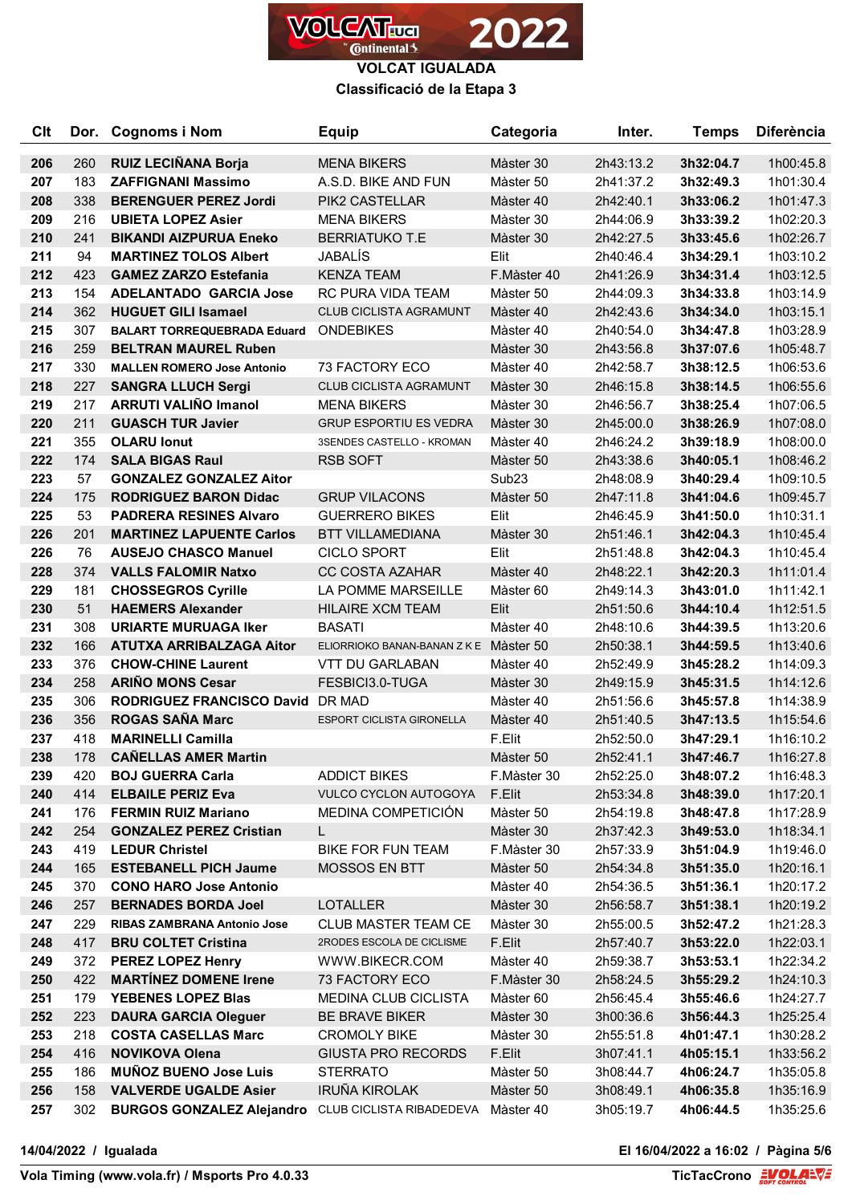# VOLCAT IGUALADA

## Classificació de la Etapa 3

| Clt | Dor. | Cognoms i Nom | Equip | Categoria | Inter. | Temps | Diferència |
|---|---|---|---|---|---|---|---|
| 206 | 260 | **RUIZ LECIÑANA Borja** | MENA BIKERS | Màster 30 | 2h43:13.2 | **3h32:04.7** | 1h00:45.8 |
| 207 | 183 | **ZAFFIGNANI Massimo** | A.S.D. BIKE AND FUN | Màster 50 | 2h41:37.2 | **3h32:49.3** | 1h01:30.4 |
| 208 | 338 | **BERENGUER PEREZ Jordi** | PIK2 CASTELLAR | Màster 40 | 2h42:40.1 | **3h33:06.2** | 1h01:47.3 |
| 209 | 216 | **UBIETA LOPEZ Asier** | MENA BIKERS | Màster 30 | 2h44:06.9 | **3h33:39.2** | 1h02:20.3 |
| 210 | 241 | **BIKANDI AIZPURUA Eneko** | BERRIATUKO T.E | Màster 30 | 2h42:27.5 | **3h33:45.6** | 1h02:26.7 |
| 211 | 94 | **MARTINEZ TOLOS Albert** | JABALÍS | Elit | 2h40:46.4 | **3h34:29.1** | 1h03:10.2 |
| 212 | 423 | **GAMEZ ZARZO Estefania** | KENZA TEAM | F.Màster 40 | 2h41:26.9 | **3h34:31.4** | 1h03:12.5 |
| 213 | 154 | **ADELANTADO GARCIA Jose** | RC PURA VIDA TEAM | Màster 50 | 2h44:09.3 | **3h34:33.8** | 1h03:14.9 |
| 214 | 362 | **HUGUET GILI Isamael** | CLUB CICLISTA AGRAMUNT | Màster 40 | 2h42:43.6 | **3h34:34.0** | 1h03:15.1 |
| 215 | 307 | **BALART TORREQUEBRADA Eduard** | ONDEBIKES | Màster 40 | 2h40:54.0 | **3h34:47.8** | 1h03:28.9 |
| 216 | 259 | **BELTRAN MAUREL Ruben** | | Màster 30 | 2h43:56.8 | **3h37:07.6** | 1h05:48.7 |
| 217 | 330 | **MALLEN ROMERO Jose Antonio** | 73 FACTORY ECO | Màster 40 | 2h42:58.7 | **3h38:12.5** | 1h06:53.6 |
| 218 | 227 | **SANGRA LLUCH Sergi** | CLUB CICLISTA AGRAMUNT | Màster 30 | 2h46:15.8 | **3h38:14.5** | 1h06:55.6 |
| 219 | 217 | **ARRUTI VALIÑO Imanol** | MENA BIKERS | Màster 30 | 2h46:56.7 | **3h38:25.4** | 1h07:06.5 |
| 220 | 211 | **GUASCH TUR Javier** | GRUP ESPORTIU ES VEDRA | Màster 30 | 2h45:00.0 | **3h38:26.9** | 1h07:08.0 |
| 221 | 355 | **OLARU Ionut** | 3SENDES CASTELLO - KROMAN | Màster 40 | 2h46:24.2 | **3h39:18.9** | 1h08:00.0 |
| 222 | 174 | **SALA BIGAS Raul** | RSB SOFT | Màster 50 | 2h43:38.6 | **3h40:05.1** | 1h08:46.2 |
| 223 | 57 | **GONZALEZ GONZALEZ Aitor** | | Sub23 | 2h48:08.9 | **3h40:29.4** | 1h09:10.5 |
| 224 | 175 | **RODRIGUEZ BARON Didac** | GRUP VILACONS | Màster 50 | 2h47:11.8 | **3h41:04.6** | 1h09:45.7 |
| 225 | 53 | **PADRERA RESINES Alvaro** | GUERRERO BIKES | Elit | 2h46:45.9 | **3h41:50.0** | 1h10:31.1 |
| 226 | 201 | **MARTINEZ LAPUENTE Carlos** | BTT VILLAMEDIANA | Màster 30 | 2h51:46.1 | **3h42:04.3** | 1h10:45.4 |
| 226 | 76 | **AUSEJO CHASCO Manuel** | CICLO SPORT | Elit | 2h51:48.8 | **3h42:04.3** | 1h10:45.4 |
| 228 | 374 | **VALLS FALOMIR Natxo** | CC COSTA AZAHAR | Màster 40 | 2h48:22.1 | **3h42:20.3** | 1h11:01.4 |
| 229 | 181 | **CHOSSEGROS Cyrille** | LA POMME MARSEILLE | Màster 60 | 2h49:14.3 | **3h43:01.0** | 1h11:42.1 |
| 230 | 51 | **HAEMERS Alexander** | HILAIRE XCM TEAM | Elit | 2h51:50.6 | **3h44:10.4** | 1h12:51.5 |
| 231 | 308 | **URIARTE MURUAGA Iker** | BASATI | Màster 40 | 2h48:10.6 | **3h44:39.5** | 1h13:20.6 |
| 232 | 166 | **ATUTXA ARRIBALZAGA Aitor** | ELIORRIOKO BANAN-BANAN Z K E | Màster 50 | 2h50:38.1 | **3h44:59.5** | 1h13:40.6 |
| 233 | 376 | **CHOW-CHINE Laurent** | VTT DU GARLABAN | Màster 40 | 2h52:49.9 | **3h45:28.2** | 1h14:09.3 |
| 234 | 258 | **ARIÑO MONS Cesar** | FESBICI3.0-TUGA | Màster 30 | 2h49:15.9 | **3h45:31.5** | 1h14:12.6 |
| 235 | 306 | **RODRIGUEZ FRANCISCO David** | DR MAD | Màster 40 | 2h51:56.6 | **3h45:57.8** | 1h14:38.9 |
| 236 | 356 | **ROGAS SAÑA Marc** | ESPORT CICLISTA GIRONELLA | Màster 40 | 2h51:40.5 | **3h47:13.5** | 1h15:54.6 |
| 237 | 418 | **MARINELLI Camilla** | | F.Elit | 2h52:50.0 | **3h47:29.1** | 1h16:10.2 |
| 238 | 178 | **CAÑELLAS AMER Martin** | | Màster 50 | 2h52:41.1 | **3h47:46.7** | 1h16:27.8 |
| 239 | 420 | **BOJ GUERRA Carla** | ADDICT BIKES | F.Màster 30 | 2h52:25.0 | **3h48:07.2** | 1h16:48.3 |
| 240 | 414 | **ELBAILE PERIZ Eva** | VULCO CYCLON AUTOGOYA | F.Elit | 2h53:34.8 | **3h48:39.0** | 1h17:20.1 |
| 241 | 176 | **FERMIN RUIZ Mariano** | MEDINA COMPETICIÓN | Màster 50 | 2h54:19.8 | **3h48:47.8** | 1h17:28.9 |
| 242 | 254 | **GONZALEZ PEREZ Cristian** | L | Màster 30 | 2h37:42.3 | **3h49:53.0** | 1h18:34.1 |
| 243 | 419 | **LEDUR Christel** | BIKE FOR FUN TEAM | F.Màster 30 | 2h57:33.9 | **3h51:04.9** | 1h19:46.0 |
| 244 | 165 | **ESTEBANELL PICH Jaume** | MOSSOS EN BTT | Màster 50 | 2h54:34.8 | **3h51:35.0** | 1h20:16.1 |
| 245 | 370 | **CONO HARO Jose Antonio** | | Màster 40 | 2h54:36.5 | **3h51:36.1** | 1h20:17.2 |
| 246 | 257 | **BERNADES BORDA Joel** | LOTALLER | Màster 30 | 2h56:58.7 | **3h51:38.1** | 1h20:19.2 |
| 247 | 229 | **RIBAS ZAMBRANA Antonio Jose** | CLUB MASTER TEAM CE | Màster 30 | 2h55:00.5 | **3h52:47.2** | 1h21:28.3 |
| 248 | 417 | **BRU COLTET Cristina** | 2RODES ESCOLA DE CICLISME | F.Elit | 2h57:40.7 | **3h53:22.0** | 1h22:03.1 |
| 249 | 372 | **PEREZ LOPEZ Henry** | WWW.BIKECR.COM | Màster 40 | 2h59:38.7 | **3h53:53.1** | 1h22:34.2 |
| 250 | 422 | **MARTÍNEZ DOMENE Irene** | 73 FACTORY ECO | F.Màster 30 | 2h58:24.5 | **3h55:29.2** | 1h24:10.3 |
| 251 | 179 | **YEBENES LOPEZ Blas** | MEDINA CLUB CICLISTA | Màster 60 | 2h56:45.4 | **3h55:46.6** | 1h24:27.7 |
| 252 | 223 | **DAURA GARCIA Oleguer** | BE BRAVE BIKER | Màster 30 | 3h00:36.6 | **3h56:44.3** | 1h25:25.4 |
| 253 | 218 | **COSTA CASELLAS Marc** | CROMOLY BIKE | Màster 30 | 2h55:51.8 | **4h01:47.1** | 1h30:28.2 |
| 254 | 416 | **NOVIKOVA Olena** | GIUSTA PRO RECORDS | F.Elit | 3h07:41.1 | **4h05:15.1** | 1h33:56.2 |
| 255 | 186 | **MUÑOZ BUENO Jose Luis** | STERRATO | Màster 50 | 3h08:44.7 | **4h06:24.7** | 1h35:05.8 |
| 256 | 158 | **VALVERDE UGALDE Asier** | IRUÑA KIROLAK | Màster 50 | 3h08:49.1 | **4h06:35.8** | 1h35:16.9 |
| 257 | 302 | **BURGOS GONZALEZ Alejandro** | CLUB CICLISTA RIBADEDEVA | Màster 40 | 3h05:19.7 | **4h06:44.5** | 1h35:25.6 |

14/04/2022 / Igualada — El 16/04/2022 a 16:02

Vola Timing (www.vola.fr) / Msports Pro 4.0.33 — TicTacCrono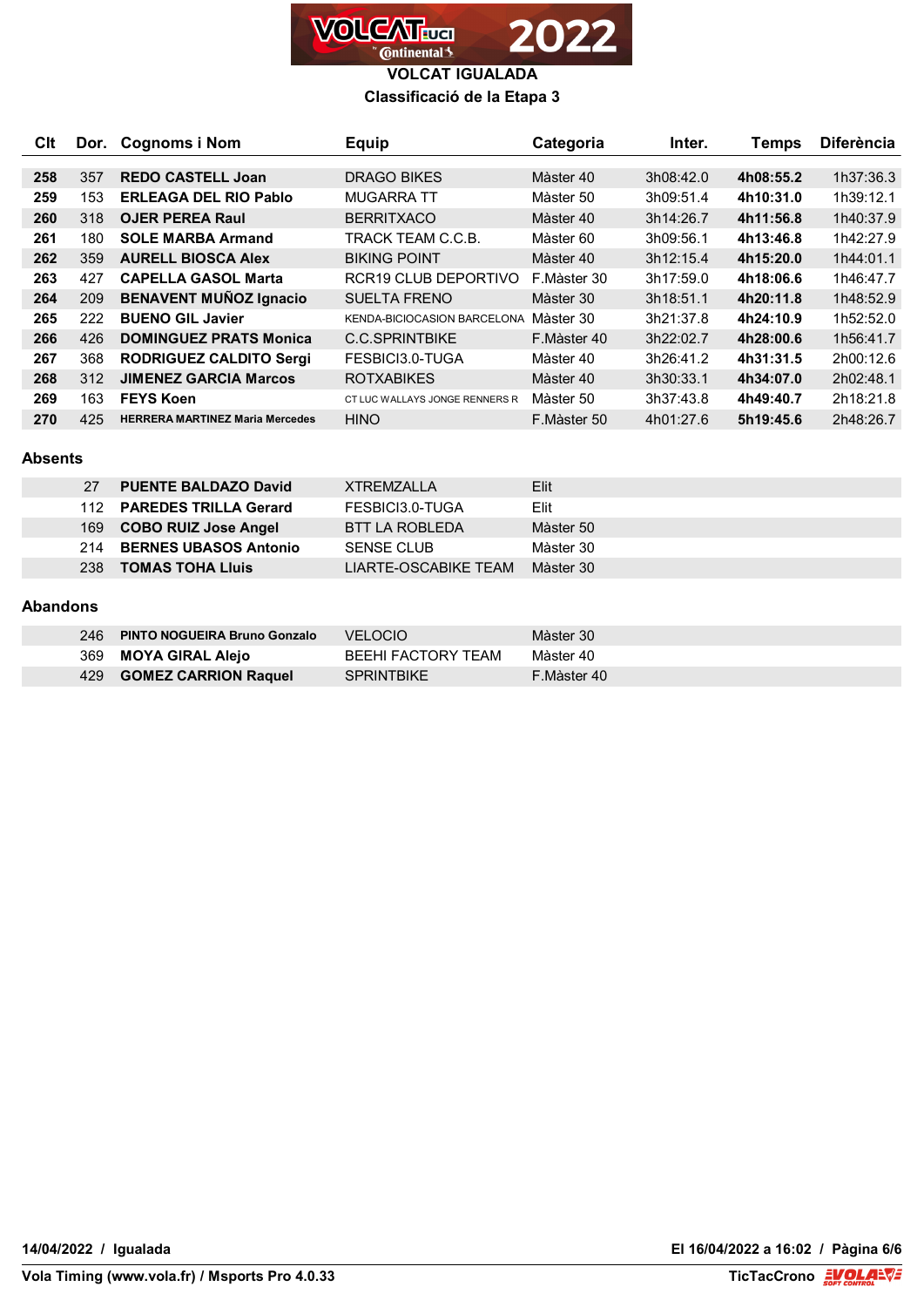**VOLCAT IGUALADA**

**Classificació de la Etapa 3**

| Clt | Dor. | Cognoms i Nom | Equip | Categoria | Inter. | Temps | Diferència |
|---|---|---|---|---|---|---|---|
| **258** | 357 | **REDO CASTELL Joan** | DRAGO BIKES | Màster 40 | 3h08:42.0 | **4h08:55.2** | 1h37:36.3 |
| **259** | 153 | **ERLEAGA DEL RIO Pablo** | MUGARRA TT | Màster 50 | 3h09:51.4 | **4h10:31.0** | 1h39:12.1 |
| **260** | 318 | **OJER PEREA Raul** | BERRITXACO | Màster 40 | 3h14:26.7 | **4h11:56.8** | 1h40:37.9 |
| **261** | 180 | **SOLE MARBA Armand** | TRACK TEAM C.C.B. | Màster 60 | 3h09:56.1 | **4h13:46.8** | 1h42:27.9 |
| **262** | 359 | **AURELL BIOSCA Alex** | BIKING POINT | Màster 40 | 3h12:15.4 | **4h15:20.0** | 1h44:01.1 |
| **263** | 427 | **CAPELLA GASOL Marta** | RCR19 CLUB DEPORTIVO | F.Màster 30 | 3h17:59.0 | **4h18:06.6** | 1h46:47.7 |
| **264** | 209 | **BENAVENT MUÑOZ Ignacio** | SUELTA FRENO | Màster 30 | 3h18:51.1 | **4h20:11.8** | 1h48:52.9 |
| **265** | 222 | **BUENO GIL Javier** | KENDA-BICIOCASION BARCELONA | Màster 30 | 3h21:37.8 | **4h24:10.9** | 1h52:52.0 |
| **266** | 426 | **DOMINGUEZ PRATS Monica** | C.C.SPRINTBIKE | F.Màster 40 | 3h22:02.7 | **4h28:00.6** | 1h56:41.7 |
| **267** | 368 | **RODRIGUEZ CALDITO Sergi** | FESBICI3.0-TUGA | Màster 40 | 3h26:41.2 | **4h31:31.5** | 2h00:12.6 |
| **268** | 312 | **JIMENEZ GARCIA Marcos** | ROTXABIKES | Màster 40 | 3h30:33.1 | **4h34:07.0** | 2h02:48.1 |
| **269** | 163 | **FEYS Koen** | CT LUC WALLAYS JONGE RENNERS R | Màster 50 | 3h37:43.8 | **4h49:40.7** | 2h18:21.8 |
| **270** | 425 | **HERRERA MARTINEZ Maria Mercedes** | HINO | F.Màster 50 | 4h01:27.6 | **5h19:45.6** | 2h48:26.7 |

## Absents

| Dor. | Cognoms i Nom | Equip | Categoria |
|---|---|---|---|
| 27 | **PUENTE BALDAZO David** | XTREMZALLA | Elit |
| 112 | **PAREDES TRILLA Gerard** | FESBICI3.0-TUGA | Elit |
| 169 | **COBO RUIZ Jose Angel** | BTT LA ROBLEDA | Màster 50 |
| 214 | **BERNES UBASOS Antonio** | SENSE CLUB | Màster 30 |
| 238 | **TOMAS TOHA Lluis** | LIARTE-OSCABIKE TEAM | Màster 30 |

## Abandons

| Dor. | Cognoms i Nom | Equip | Categoria |
|---|---|---|---|
| 246 | **PINTO NOGUEIRA Bruno Gonzalo** | VELOCIO | Màster 30 |
| 369 | **MOYA GIRAL Alejo** | BEEHI FACTORY TEAM | Màster 40 |
| 429 | **GOMEZ CARRION Raquel** | SPRINTBIKE | F.Màster 40 |

**14/04/2022 / Igualada** **El 16/04/2022 a 16:02**

**Vola Timing (www.vola.fr) / Msports Pro 4.0.33** **TicTacCrono**